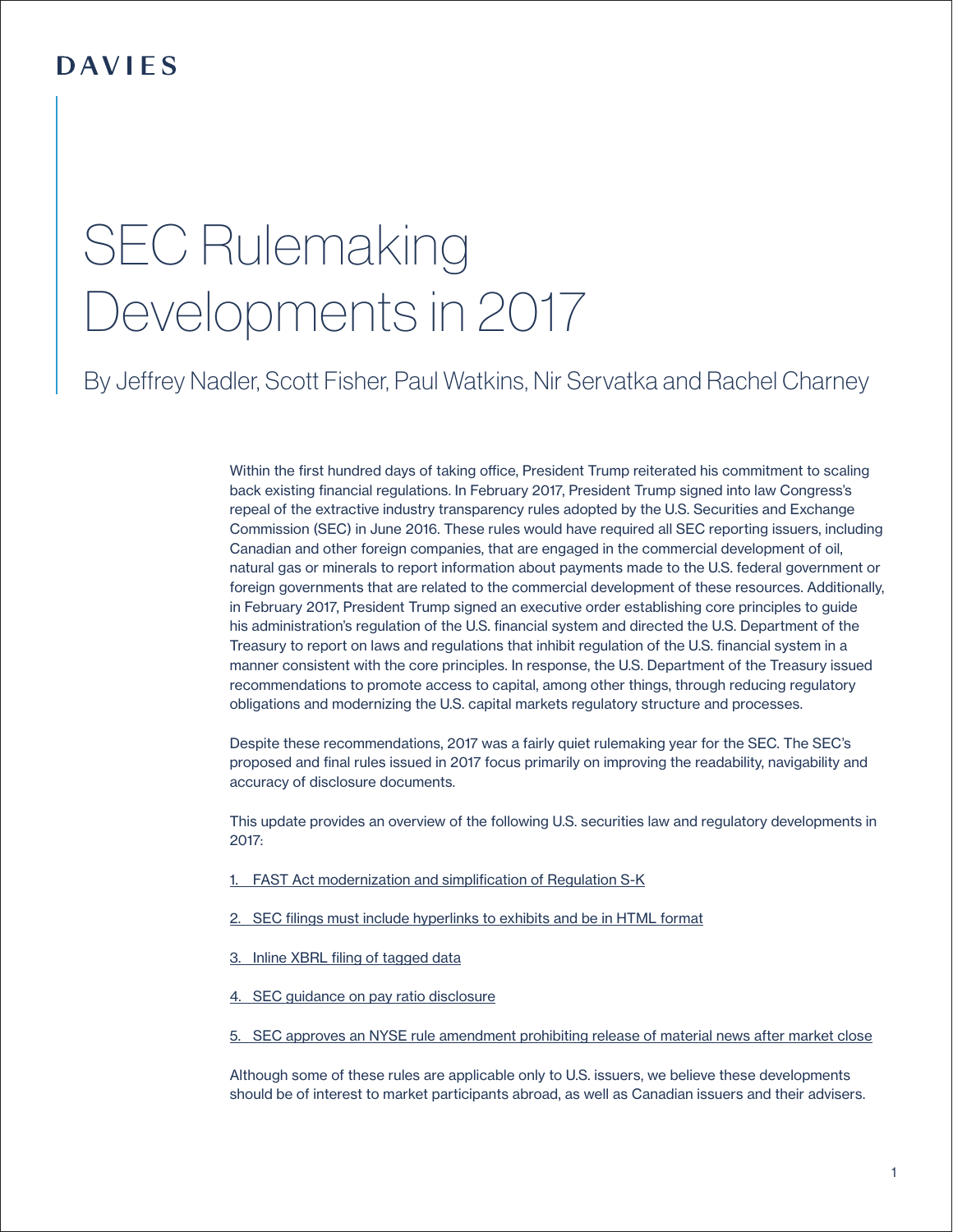DAVIES

# SEC Rulemaking Developments in 2017

By Jeffrey Nadler, Scott Fisher, Paul Watkins, Nir Servatka and Rachel Charney

Within the first hundred days of taking office, President Trump reiterated his commitment to scaling back existing financial regulations. In February 2017, President Trump signed into law Congress's repeal of the extractive industry transparency rules adopted by the U.S. Securities and Exchange Commission (SEC) in June 2016. These rules would have required all SEC reporting issuers, including Canadian and other foreign companies, that are engaged in the commercial development of oil, natural gas or minerals to report information about payments made to the U.S. federal government or foreign governments that are related to the commercial development of these resources. Additionally, in February 2017, President Trump signed an executive order establishing core principles to guide his administration's regulation of the U.S. financial system and directed the U.S. Department of the Treasury to report on laws and regulations that inhibit regulation of the U.S. financial system in a manner consistent with the core principles. In response, the U.S. Department of the Treasury issued recommendations to promote access to capital, among other things, through reducing regulatory obligations and modernizing the U.S. capital markets regulatory structure and processes.

Despite these recommendations, 2017 was a fairly quiet rulemaking year for the SEC. The SEC's proposed and final rules issued in 2017 focus primarily on improving the readability, navigability and accuracy of disclosure documents.

This update provides an overview of the following U.S. securities law and regulatory developments in 2017:

1. FAST Act modernization and simplification of Regulation S-K

2. SEC filings must include hyperlinks to exhibits and be in HTML format

3. Inline XBRL filing of tagged data

4. SEC guidance on pay ratio disclosure

5. SEC approves an NYSE rule amendment prohibiting release of material news after market close

Although some of these rules are applicable only to U.S. issuers, we believe these developments should be of interest to market participants abroad, as well as Canadian issuers and their advisers.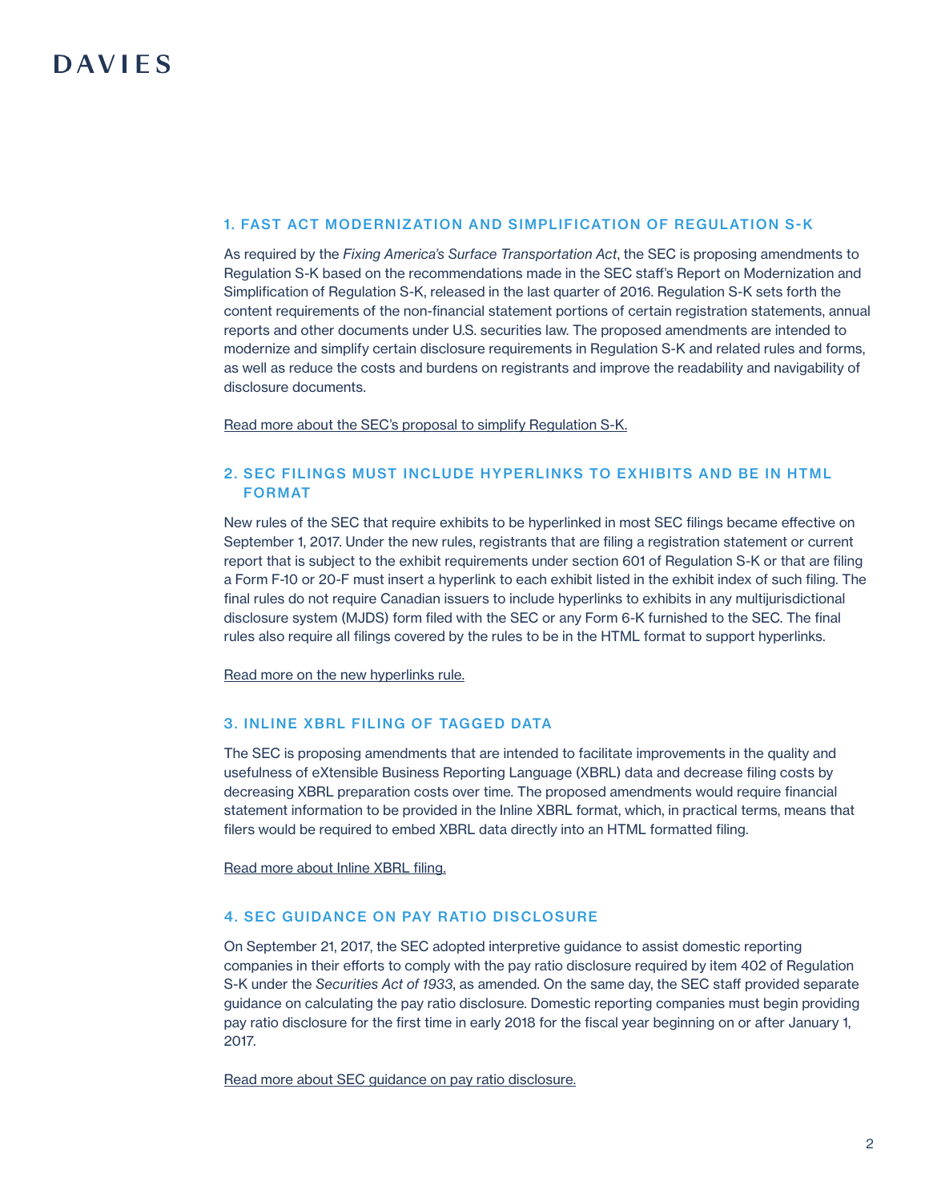## 1. FAST ACT MODERNIZATION AND SIMPLIFICATION OF REGULATION S-K

As required by the *Fixing America's Surface Transportation Act*, the SEC is proposing amendments to Regulation S-K based on the recommendations made in the SEC staff's Report on Modernization and Simplification of Regulation S-K, released in the last quarter of 2016. Regulation S-K sets forth the content requirements of the non-financial statement portions of certain registration statements, annual reports and other documents under U.S. securities law. The proposed amendments are intended to modernize and simplify certain disclosure requirements in Regulation S-K and related rules and forms, as well as reduce the costs and burdens on registrants and improve the readability and navigability of disclosure documents.

Read more about the SEC's proposal to simplify Regulation S-K.

## 2. SEC FILINGS MUST INCLUDE HYPERLINKS TO EXHIBITS AND BE IN HTML FORMAT

New rules of the SEC that require exhibits to be hyperlinked in most SEC filings became effective on September 1, 2017. Under the new rules, registrants that are filing a registration statement or current report that is subject to the exhibit requirements under section 601 of Regulation S-K or that are filing a Form F-10 or 20-F must insert a hyperlink to each exhibit listed in the exhibit index of such filing. The final rules do not require Canadian issuers to include hyperlinks to exhibits in any multijurisdictional disclosure system (MJDS) form filed with the SEC or any Form 6-K furnished to the SEC. The final rules also require all filings covered by the rules to be in the HTML format to support hyperlinks.

Read more on the new hyperlinks rule.

## 3. INLINE XBRL FILING OF TAGGED DATA

The SEC is proposing amendments that are intended to facilitate improvements in the quality and usefulness of eXtensible Business Reporting Language (XBRL) data and decrease filing costs by decreasing XBRL preparation costs over time. The proposed amendments would require financial statement information to be provided in the Inline XBRL format, which, in practical terms, means that filers would be required to embed XBRL data directly into an HTML formatted filing.

Read more about Inline XBRL filing.

## 4. SEC GUIDANCE ON PAY RATIO DISCLOSURE

On September 21, 2017, the SEC adopted interpretive guidance to assist domestic reporting companies in their efforts to comply with the pay ratio disclosure required by item 402 of Regulation S-K under the *Securities Act of 1933*, as amended. On the same day, the SEC staff provided separate guidance on calculating the pay ratio disclosure. Domestic reporting companies must begin providing pay ratio disclosure for the first time in early 2018 for the fiscal year beginning on or after January 1, 2017.

Read more about SEC guidance on pay ratio disclosure.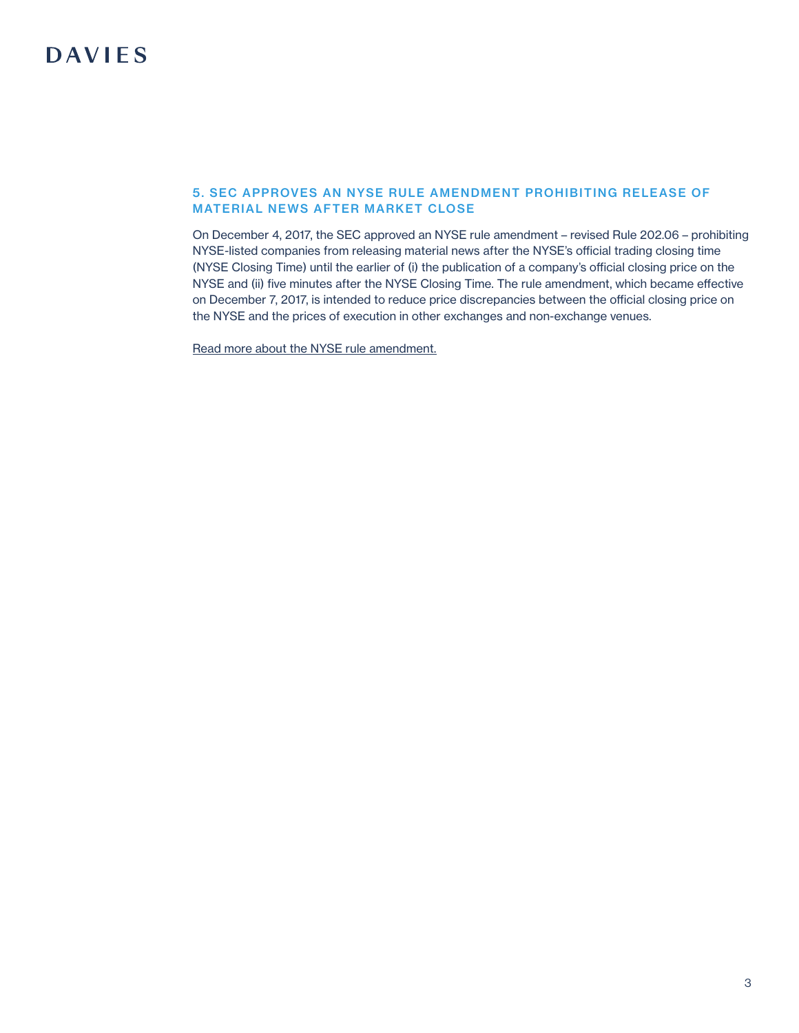## 5. SEC APPROVES AN NYSE RULE AMENDMENT PROHIBITING RELEASE OF MATERIAL NEWS AFTER MARKET CLOSE

On December 4, 2017, the SEC approved an NYSE rule amendment – revised Rule 202.06 – prohibiting NYSE-listed companies from releasing material news after the NYSE's official trading closing time (NYSE Closing Time) until the earlier of (i) the publication of a company's official closing price on the NYSE and (ii) five minutes after the NYSE Closing Time. The rule amendment, which became effective on December 7, 2017, is intended to reduce price discrepancies between the official closing price on the NYSE and the prices of execution in other exchanges and non-exchange venues.

Read more about the NYSE rule amendment.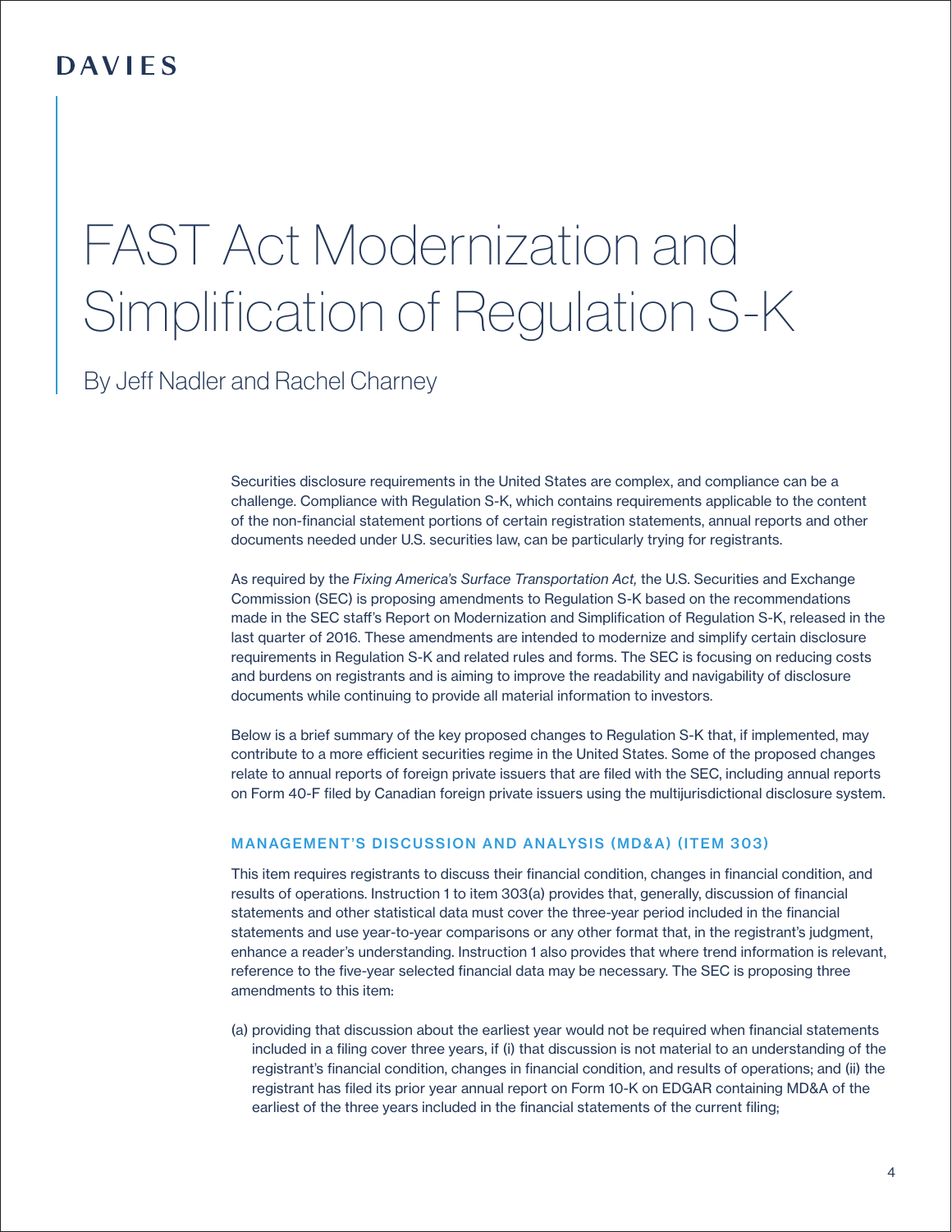DAVIES

# FAST Act Modernization and Simplification of Regulation S-K

By Jeff Nadler and Rachel Charney

Securities disclosure requirements in the United States are complex, and compliance can be a challenge. Compliance with Regulation S-K, which contains requirements applicable to the content of the non-financial statement portions of certain registration statements, annual reports and other documents needed under U.S. securities law, can be particularly trying for registrants.

As required by the *Fixing America's Surface Transportation Act,* the U.S. Securities and Exchange Commission (SEC) is proposing amendments to Regulation S-K based on the recommendations made in the SEC staff's Report on Modernization and Simplification of Regulation S-K, released in the last quarter of 2016. These amendments are intended to modernize and simplify certain disclosure requirements in Regulation S-K and related rules and forms. The SEC is focusing on reducing costs and burdens on registrants and is aiming to improve the readability and navigability of disclosure documents while continuing to provide all material information to investors.

Below is a brief summary of the key proposed changes to Regulation S-K that, if implemented, may contribute to a more efficient securities regime in the United States. Some of the proposed changes relate to annual reports of foreign private issuers that are filed with the SEC, including annual reports on Form 40-F filed by Canadian foreign private issuers using the multijurisdictional disclosure system.

## MANAGEMENT'S DISCUSSION AND ANALYSIS (MD&A) (ITEM 303)

This item requires registrants to discuss their financial condition, changes in financial condition, and results of operations. Instruction 1 to item 303(a) provides that, generally, discussion of financial statements and other statistical data must cover the three-year period included in the financial statements and use year-to-year comparisons or any other format that, in the registrant's judgment, enhance a reader's understanding. Instruction 1 also provides that where trend information is relevant, reference to the five-year selected financial data may be necessary. The SEC is proposing three amendments to this item:

(a) providing that discussion about the earliest year would not be required when financial statements included in a filing cover three years, if (i) that discussion is not material to an understanding of the registrant's financial condition, changes in financial condition, and results of operations; and (ii) the registrant has filed its prior year annual report on Form 10-K on EDGAR containing MD&A of the earliest of the three years included in the financial statements of the current filing;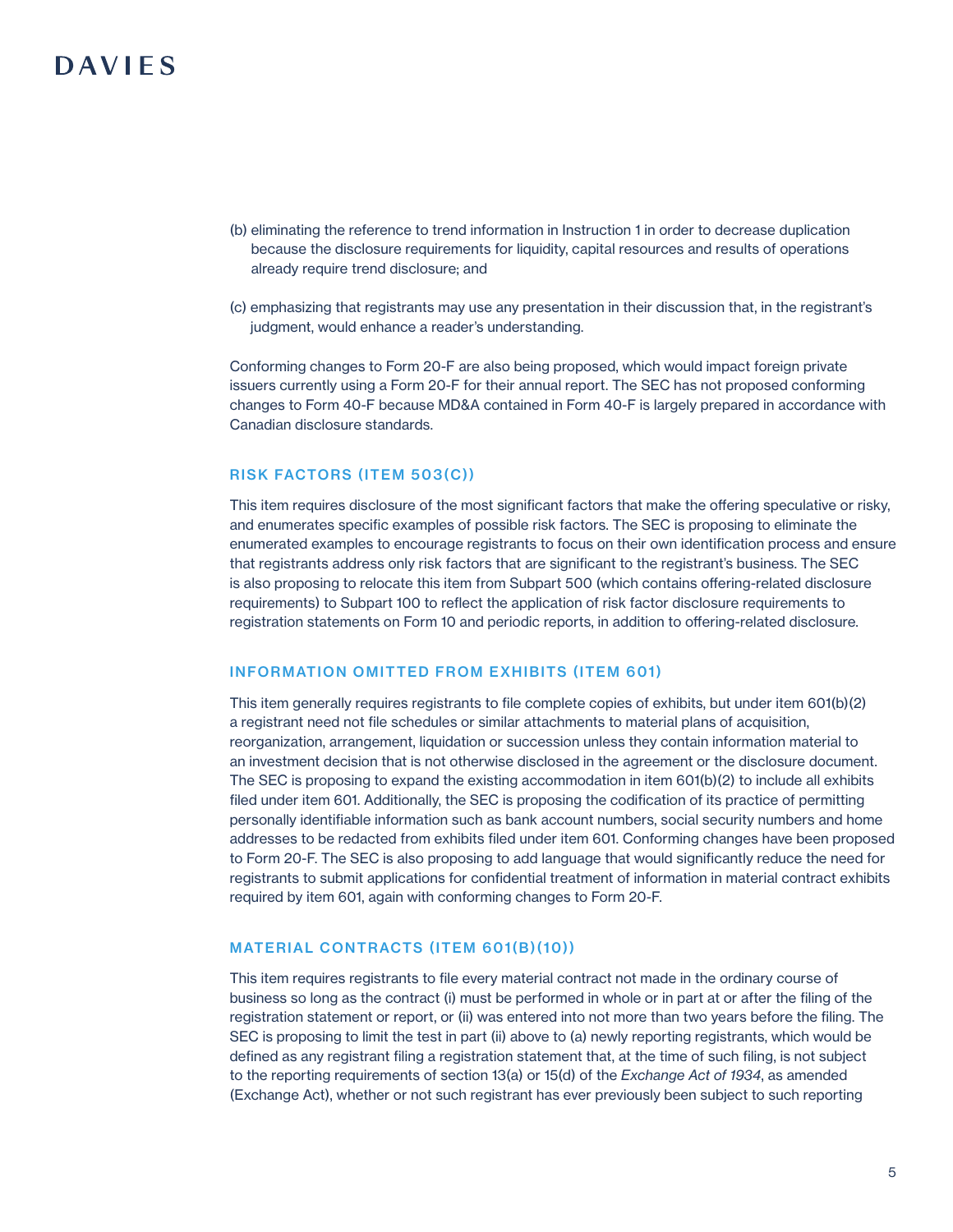(b) eliminating the reference to trend information in Instruction 1 in order to decrease duplication because the disclosure requirements for liquidity, capital resources and results of operations already require trend disclosure; and

(c) emphasizing that registrants may use any presentation in their discussion that, in the registrant's judgment, would enhance a reader's understanding.

Conforming changes to Form 20-F are also being proposed, which would impact foreign private issuers currently using a Form 20-F for their annual report. The SEC has not proposed conforming changes to Form 40-F because MD&A contained in Form 40-F is largely prepared in accordance with Canadian disclosure standards.

## RISK FACTORS (ITEM 503(C))

This item requires disclosure of the most significant factors that make the offering speculative or risky, and enumerates specific examples of possible risk factors. The SEC is proposing to eliminate the enumerated examples to encourage registrants to focus on their own identification process and ensure that registrants address only risk factors that are significant to the registrant's business. The SEC is also proposing to relocate this item from Subpart 500 (which contains offering-related disclosure requirements) to Subpart 100 to reflect the application of risk factor disclosure requirements to registration statements on Form 10 and periodic reports, in addition to offering-related disclosure.

## INFORMATION OMITTED FROM EXHIBITS (ITEM 601)

This item generally requires registrants to file complete copies of exhibits, but under item 601(b)(2) a registrant need not file schedules or similar attachments to material plans of acquisition, reorganization, arrangement, liquidation or succession unless they contain information material to an investment decision that is not otherwise disclosed in the agreement or the disclosure document. The SEC is proposing to expand the existing accommodation in item 601(b)(2) to include all exhibits filed under item 601. Additionally, the SEC is proposing the codification of its practice of permitting personally identifiable information such as bank account numbers, social security numbers and home addresses to be redacted from exhibits filed under item 601. Conforming changes have been proposed to Form 20-F. The SEC is also proposing to add language that would significantly reduce the need for registrants to submit applications for confidential treatment of information in material contract exhibits required by item 601, again with conforming changes to Form 20-F.

## MATERIAL CONTRACTS (ITEM 601(B)(10))

This item requires registrants to file every material contract not made in the ordinary course of business so long as the contract (i) must be performed in whole or in part at or after the filing of the registration statement or report, or (ii) was entered into not more than two years before the filing. The SEC is proposing to limit the test in part (ii) above to (a) newly reporting registrants, which would be defined as any registrant filing a registration statement that, at the time of such filing, is not subject to the reporting requirements of section 13(a) or 15(d) of the *Exchange Act of 1934*, as amended (Exchange Act), whether or not such registrant has ever previously been subject to such reporting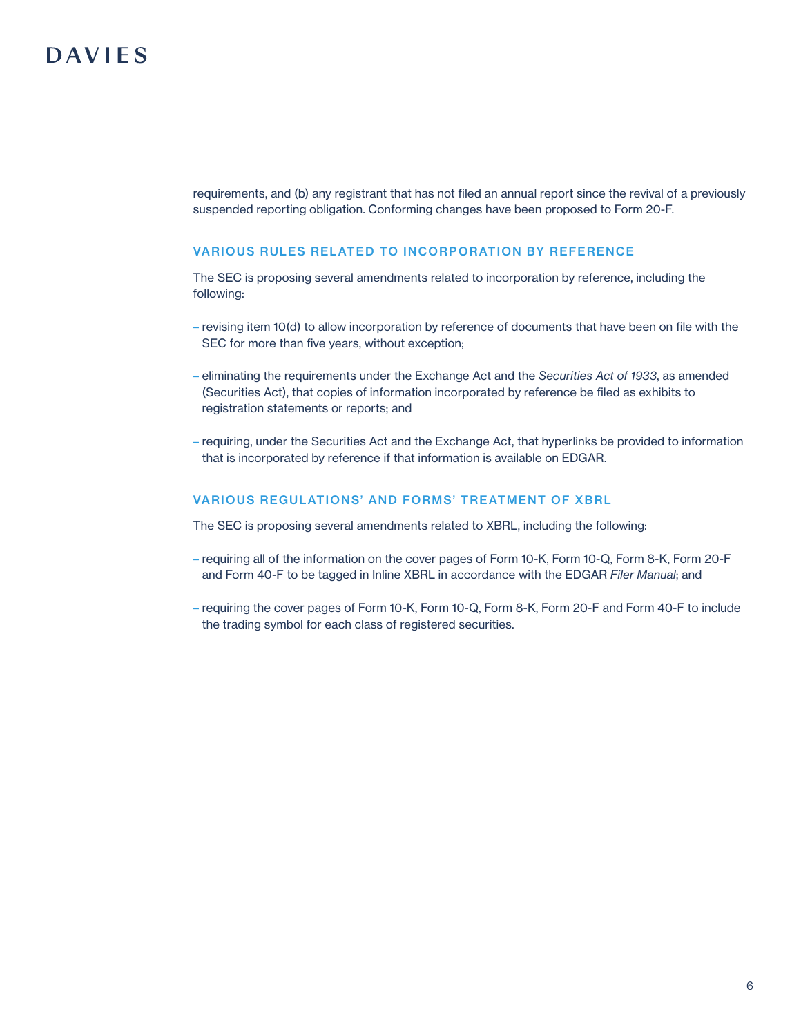requirements, and (b) any registrant that has not filed an annual report since the revival of a previously suspended reporting obligation. Conforming changes have been proposed to Form 20-F.

### VARIOUS RULES RELATED TO INCORPORATION BY REFERENCE

The SEC is proposing several amendments related to incorporation by reference, including the following:

- revising item 10(d) to allow incorporation by reference of documents that have been on file with the SEC for more than five years, without exception;
- eliminating the requirements under the Exchange Act and the *Securities Act of 1933*, as amended (Securities Act), that copies of information incorporated by reference be filed as exhibits to registration statements or reports; and
- requiring, under the Securities Act and the Exchange Act, that hyperlinks be provided to information that is incorporated by reference if that information is available on EDGAR.

### VARIOUS REGULATIONS' AND FORMS' TREATMENT OF XBRL

The SEC is proposing several amendments related to XBRL, including the following:

- requiring all of the information on the cover pages of Form 10-K, Form 10-Q, Form 8-K, Form 20-F and Form 40-F to be tagged in Inline XBRL in accordance with the EDGAR *Filer Manual*; and
- requiring the cover pages of Form 10-K, Form 10-Q, Form 8-K, Form 20-F and Form 40-F to include the trading symbol for each class of registered securities.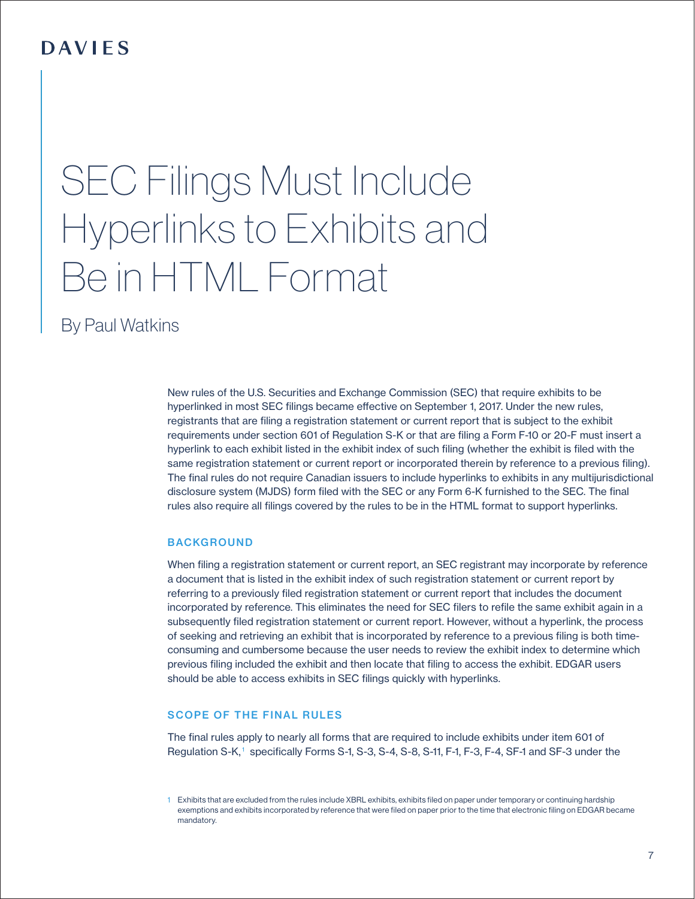# SEC Filings Must Include Hyperlinks to Exhibits and Be in HTML Format

By Paul Watkins

New rules of the U.S. Securities and Exchange Commission (SEC) that require exhibits to be hyperlinked in most SEC filings became effective on September 1, 2017. Under the new rules, registrants that are filing a registration statement or current report that is subject to the exhibit requirements under section 601 of Regulation S-K or that are filing a Form F-10 or 20-F must insert a hyperlink to each exhibit listed in the exhibit index of such filing (whether the exhibit is filed with the same registration statement or current report or incorporated therein by reference to a previous filing). The final rules do not require Canadian issuers to include hyperlinks to exhibits in any multijurisdictional disclosure system (MJDS) form filed with the SEC or any Form 6-K furnished to the SEC. The final rules also require all filings covered by the rules to be in the HTML format to support hyperlinks.

## BACKGROUND

When filing a registration statement or current report, an SEC registrant may incorporate by reference a document that is listed in the exhibit index of such registration statement or current report by referring to a previously filed registration statement or current report that includes the document incorporated by reference. This eliminates the need for SEC filers to refile the same exhibit again in a subsequently filed registration statement or current report. However, without a hyperlink, the process of seeking and retrieving an exhibit that is incorporated by reference to a previous filing is both time-consuming and cumbersome because the user needs to review the exhibit index to determine which previous filing included the exhibit and then locate that filing to access the exhibit. EDGAR users should be able to access exhibits in SEC filings quickly with hyperlinks.

## SCOPE OF THE FINAL RULES

The final rules apply to nearly all forms that are required to include exhibits under item 601 of Regulation S-K,[1] specifically Forms S-1, S-3, S-4, S-8, S-11, F-1, F-3, F-4, SF-1 and SF-3 under the

[1] Exhibits that are excluded from the rules include XBRL exhibits, exhibits filed on paper under temporary or continuing hardship exemptions and exhibits incorporated by reference that were filed on paper prior to the time that electronic filing on EDGAR became mandatory.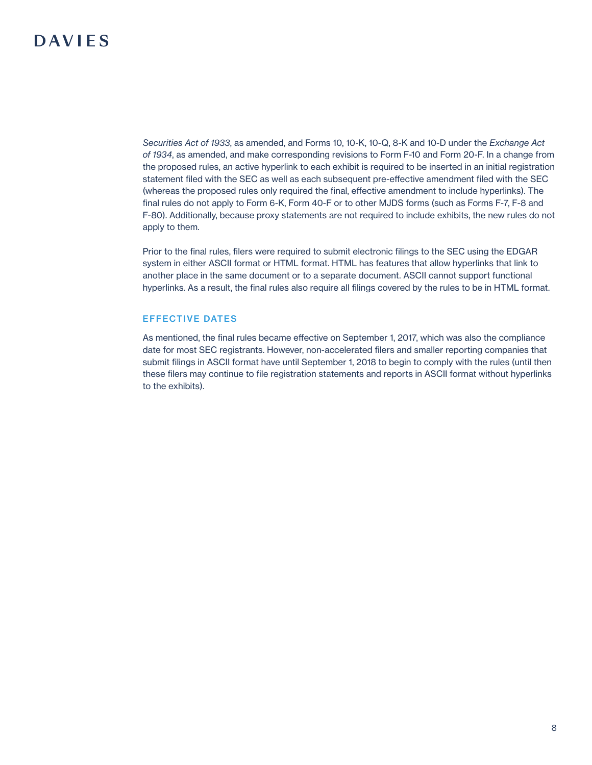*Securities Act of 1933*, as amended, and Forms 10, 10-K, 10-Q, 8-K and 10-D under the *Exchange Act of 1934*, as amended, and make corresponding revisions to Form F-10 and Form 20-F. In a change from the proposed rules, an active hyperlink to each exhibit is required to be inserted in an initial registration statement filed with the SEC as well as each subsequent pre-effective amendment filed with the SEC (whereas the proposed rules only required the final, effective amendment to include hyperlinks). The final rules do not apply to Form 6-K, Form 40-F or to other MJDS forms (such as Forms F-7, F-8 and F-80). Additionally, because proxy statements are not required to include exhibits, the new rules do not apply to them.

Prior to the final rules, filers were required to submit electronic filings to the SEC using the EDGAR system in either ASCII format or HTML format. HTML has features that allow hyperlinks that link to another place in the same document or to a separate document. ASCII cannot support functional hyperlinks. As a result, the final rules also require all filings covered by the rules to be in HTML format.

## EFFECTIVE DATES

As mentioned, the final rules became effective on September 1, 2017, which was also the compliance date for most SEC registrants. However, non-accelerated filers and smaller reporting companies that submit filings in ASCII format have until September 1, 2018 to begin to comply with the rules (until then these filers may continue to file registration statements and reports in ASCII format without hyperlinks to the exhibits).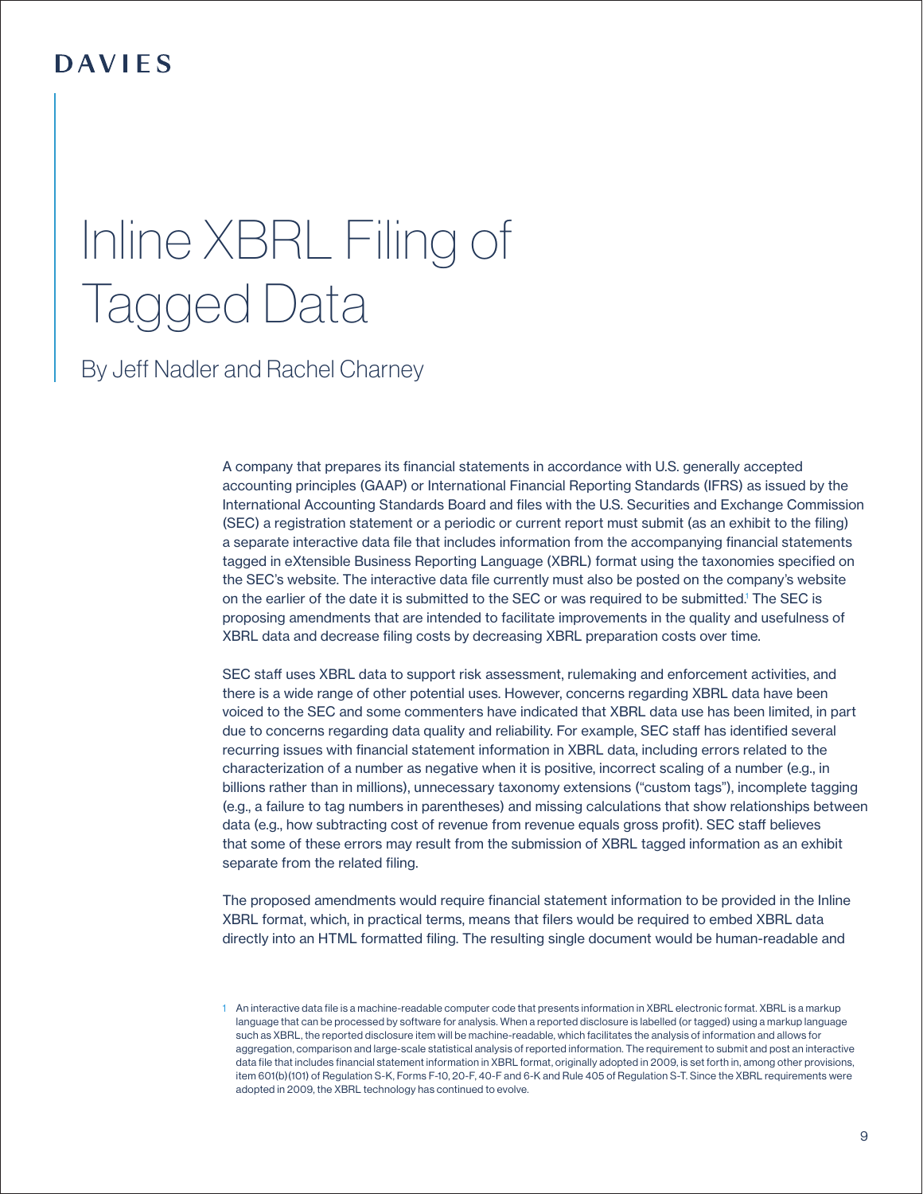# Inline XBRL Filing of Tagged Data

By Jeff Nadler and Rachel Charney

A company that prepares its financial statements in accordance with U.S. generally accepted accounting principles (GAAP) or International Financial Reporting Standards (IFRS) as issued by the International Accounting Standards Board and files with the U.S. Securities and Exchange Commission (SEC) a registration statement or a periodic or current report must submit (as an exhibit to the filing) a separate interactive data file that includes information from the accompanying financial statements tagged in eXtensible Business Reporting Language (XBRL) format using the taxonomies specified on the SEC's website. The interactive data file currently must also be posted on the company's website on the earlier of the date it is submitted to the SEC or was required to be submitted.[1] The SEC is proposing amendments that are intended to facilitate improvements in the quality and usefulness of XBRL data and decrease filing costs by decreasing XBRL preparation costs over time.

SEC staff uses XBRL data to support risk assessment, rulemaking and enforcement activities, and there is a wide range of other potential uses. However, concerns regarding XBRL data have been voiced to the SEC and some commenters have indicated that XBRL data use has been limited, in part due to concerns regarding data quality and reliability. For example, SEC staff has identified several recurring issues with financial statement information in XBRL data, including errors related to the characterization of a number as negative when it is positive, incorrect scaling of a number (e.g., in billions rather than in millions), unnecessary taxonomy extensions ("custom tags"), incomplete tagging (e.g., a failure to tag numbers in parentheses) and missing calculations that show relationships between data (e.g., how subtracting cost of revenue from revenue equals gross profit). SEC staff believes that some of these errors may result from the submission of XBRL tagged information as an exhibit separate from the related filing.

The proposed amendments would require financial statement information to be provided in the Inline XBRL format, which, in practical terms, means that filers would be required to embed XBRL data directly into an HTML formatted filing. The resulting single document would be human-readable and

[1] An interactive data file is a machine-readable computer code that presents information in XBRL electronic format. XBRL is a markup language that can be processed by software for analysis. When a reported disclosure is labelled (or tagged) using a markup language such as XBRL, the reported disclosure item will be machine-readable, which facilitates the analysis of information and allows for aggregation, comparison and large-scale statistical analysis of reported information. The requirement to submit and post an interactive data file that includes financial statement information in XBRL format, originally adopted in 2009, is set forth in, among other provisions, item 601(b)(101) of Regulation S-K, Forms F-10, 20-F, 40-F and 6-K and Rule 405 of Regulation S-T. Since the XBRL requirements were adopted in 2009, the XBRL technology has continued to evolve.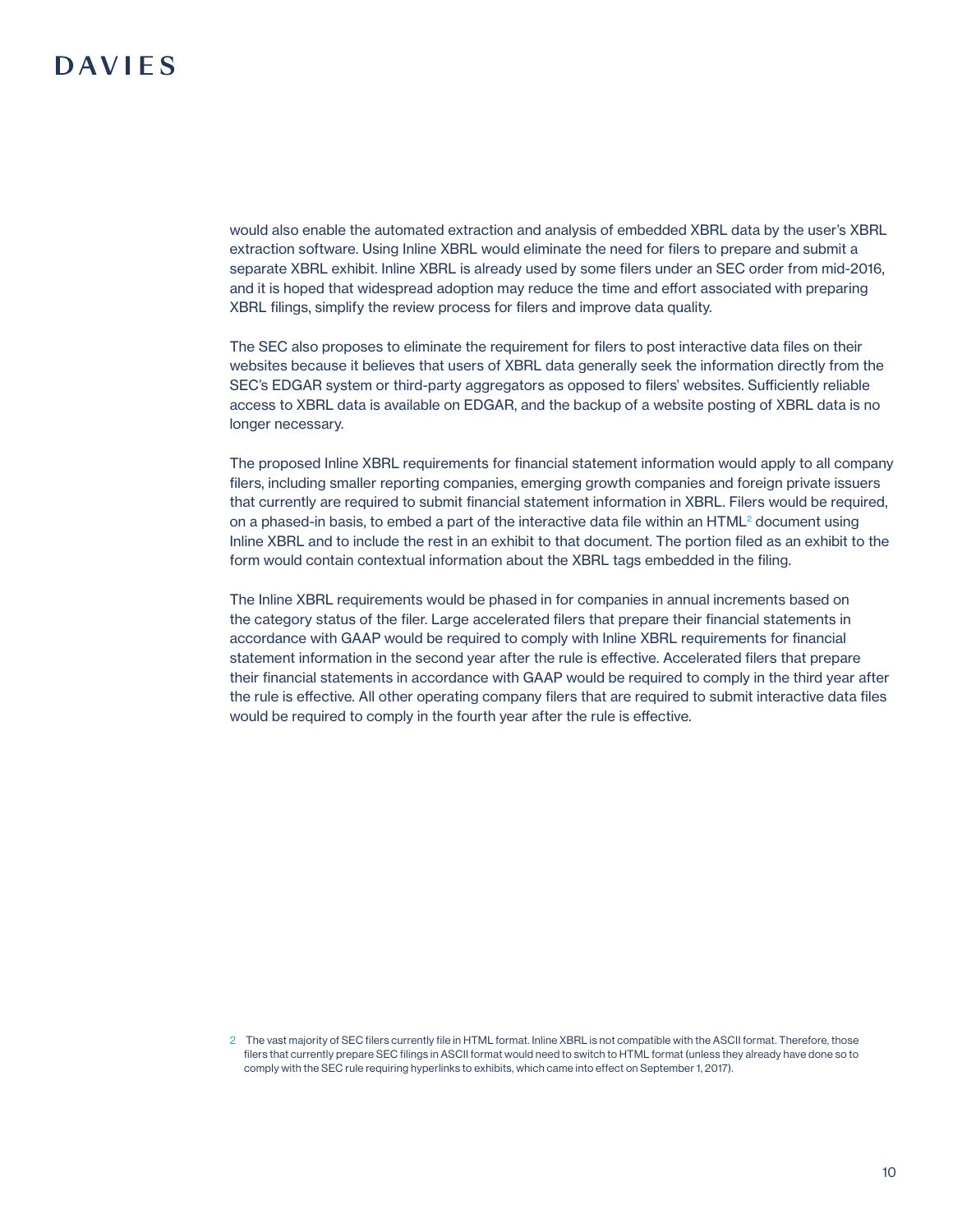would also enable the automated extraction and analysis of embedded XBRL data by the user's XBRL extraction software. Using Inline XBRL would eliminate the need for filers to prepare and submit a separate XBRL exhibit. Inline XBRL is already used by some filers under an SEC order from mid-2016, and it is hoped that widespread adoption may reduce the time and effort associated with preparing XBRL filings, simplify the review process for filers and improve data quality.

The SEC also proposes to eliminate the requirement for filers to post interactive data files on their websites because it believes that users of XBRL data generally seek the information directly from the SEC's EDGAR system or third-party aggregators as opposed to filers' websites. Sufficiently reliable access to XBRL data is available on EDGAR, and the backup of a website posting of XBRL data is no longer necessary.

The proposed Inline XBRL requirements for financial statement information would apply to all company filers, including smaller reporting companies, emerging growth companies and foreign private issuers that currently are required to submit financial statement information in XBRL. Filers would be required, on a phased-in basis, to embed a part of the interactive data file within an HTML[2] document using Inline XBRL and to include the rest in an exhibit to that document. The portion filed as an exhibit to the form would contain contextual information about the XBRL tags embedded in the filing.

The Inline XBRL requirements would be phased in for companies in annual increments based on the category status of the filer. Large accelerated filers that prepare their financial statements in accordance with GAAP would be required to comply with Inline XBRL requirements for financial statement information in the second year after the rule is effective. Accelerated filers that prepare their financial statements in accordance with GAAP would be required to comply in the third year after the rule is effective. All other operating company filers that are required to submit interactive data files would be required to comply in the fourth year after the rule is effective.

2 The vast majority of SEC filers currently file in HTML format. Inline XBRL is not compatible with the ASCII format. Therefore, those filers that currently prepare SEC filings in ASCII format would need to switch to HTML format (unless they already have done so to comply with the SEC rule requiring hyperlinks to exhibits, which came into effect on September 1, 2017).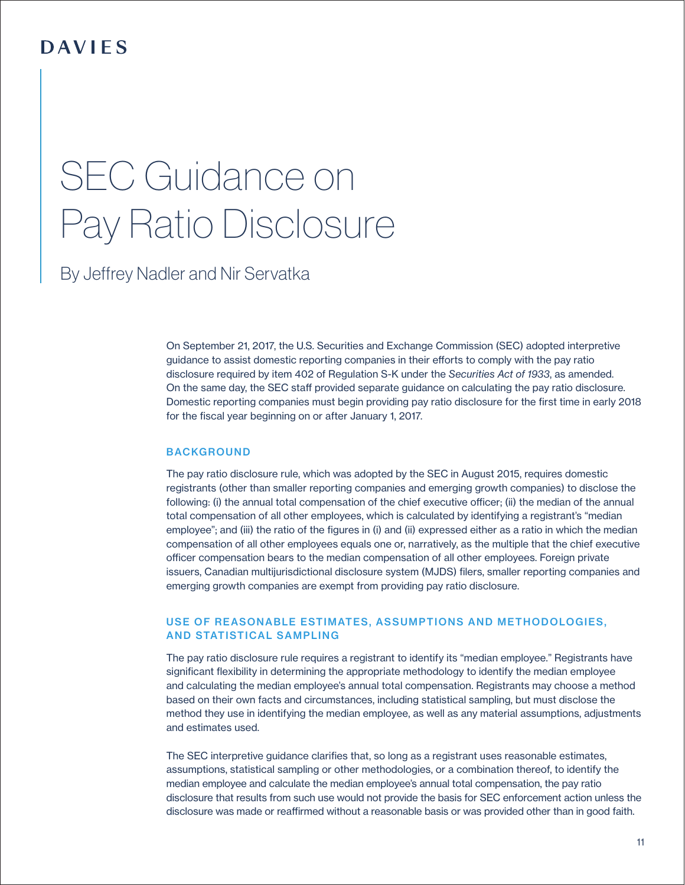# SEC Guidance on Pay Ratio Disclosure

By Jeffrey Nadler and Nir Servatka

On September 21, 2017, the U.S. Securities and Exchange Commission (SEC) adopted interpretive guidance to assist domestic reporting companies in their efforts to comply with the pay ratio disclosure required by item 402 of Regulation S-K under the *Securities Act of 1933*, as amended. On the same day, the SEC staff provided separate guidance on calculating the pay ratio disclosure. Domestic reporting companies must begin providing pay ratio disclosure for the first time in early 2018 for the fiscal year beginning on or after January 1, 2017.

## BACKGROUND

The pay ratio disclosure rule, which was adopted by the SEC in August 2015, requires domestic registrants (other than smaller reporting companies and emerging growth companies) to disclose the following: (i) the annual total compensation of the chief executive officer; (ii) the median of the annual total compensation of all other employees, which is calculated by identifying a registrant's "median employee"; and (iii) the ratio of the figures in (i) and (ii) expressed either as a ratio in which the median compensation of all other employees equals one or, narratively, as the multiple that the chief executive officer compensation bears to the median compensation of all other employees. Foreign private issuers, Canadian multijurisdictional disclosure system (MJDS) filers, smaller reporting companies and emerging growth companies are exempt from providing pay ratio disclosure.

## USE OF REASONABLE ESTIMATES, ASSUMPTIONS AND METHODOLOGIES, AND STATISTICAL SAMPLING

The pay ratio disclosure rule requires a registrant to identify its "median employee." Registrants have significant flexibility in determining the appropriate methodology to identify the median employee and calculating the median employee's annual total compensation. Registrants may choose a method based on their own facts and circumstances, including statistical sampling, but must disclose the method they use in identifying the median employee, as well as any material assumptions, adjustments and estimates used.

The SEC interpretive guidance clarifies that, so long as a registrant uses reasonable estimates, assumptions, statistical sampling or other methodologies, or a combination thereof, to identify the median employee and calculate the median employee's annual total compensation, the pay ratio disclosure that results from such use would not provide the basis for SEC enforcement action unless the disclosure was made or reaffirmed without a reasonable basis or was provided other than in good faith.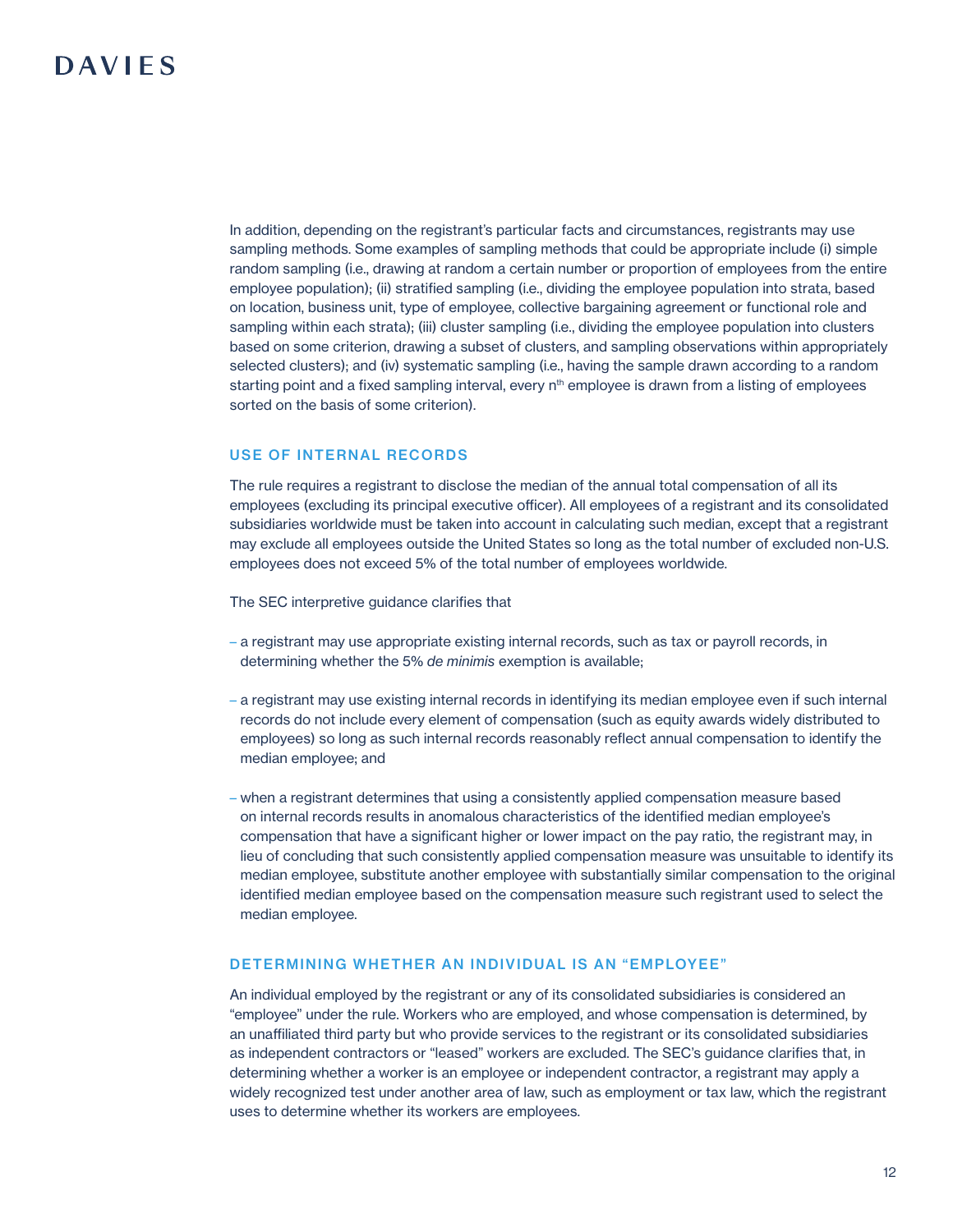In addition, depending on the registrant's particular facts and circumstances, registrants may use sampling methods. Some examples of sampling methods that could be appropriate include (i) simple random sampling (i.e., drawing at random a certain number or proportion of employees from the entire employee population); (ii) stratified sampling (i.e., dividing the employee population into strata, based on location, business unit, type of employee, collective bargaining agreement or functional role and sampling within each strata); (iii) cluster sampling (i.e., dividing the employee population into clusters based on some criterion, drawing a subset of clusters, and sampling observations within appropriately selected clusters); and (iv) systematic sampling (i.e., having the sample drawn according to a random starting point and a fixed sampling interval, every $n^{th}$ employee is drawn from a listing of employees sorted on the basis of some criterion).

## USE OF INTERNAL RECORDS

The rule requires a registrant to disclose the median of the annual total compensation of all its employees (excluding its principal executive officer). All employees of a registrant and its consolidated subsidiaries worldwide must be taken into account in calculating such median, except that a registrant may exclude all employees outside the United States so long as the total number of excluded non-U.S. employees does not exceed 5% of the total number of employees worldwide.

The SEC interpretive guidance clarifies that

- a registrant may use appropriate existing internal records, such as tax or payroll records, in determining whether the 5% *de minimis* exemption is available;
- a registrant may use existing internal records in identifying its median employee even if such internal records do not include every element of compensation (such as equity awards widely distributed to employees) so long as such internal records reasonably reflect annual compensation to identify the median employee; and
- when a registrant determines that using a consistently applied compensation measure based on internal records results in anomalous characteristics of the identified median employee's compensation that have a significant higher or lower impact on the pay ratio, the registrant may, in lieu of concluding that such consistently applied compensation measure was unsuitable to identify its median employee, substitute another employee with substantially similar compensation to the original identified median employee based on the compensation measure such registrant used to select the median employee.

## DETERMINING WHETHER AN INDIVIDUAL IS AN "EMPLOYEE"

An individual employed by the registrant or any of its consolidated subsidiaries is considered an "employee" under the rule. Workers who are employed, and whose compensation is determined, by an unaffiliated third party but who provide services to the registrant or its consolidated subsidiaries as independent contractors or "leased" workers are excluded. The SEC's guidance clarifies that, in determining whether a worker is an employee or independent contractor, a registrant may apply a widely recognized test under another area of law, such as employment or tax law, which the registrant uses to determine whether its workers are employees.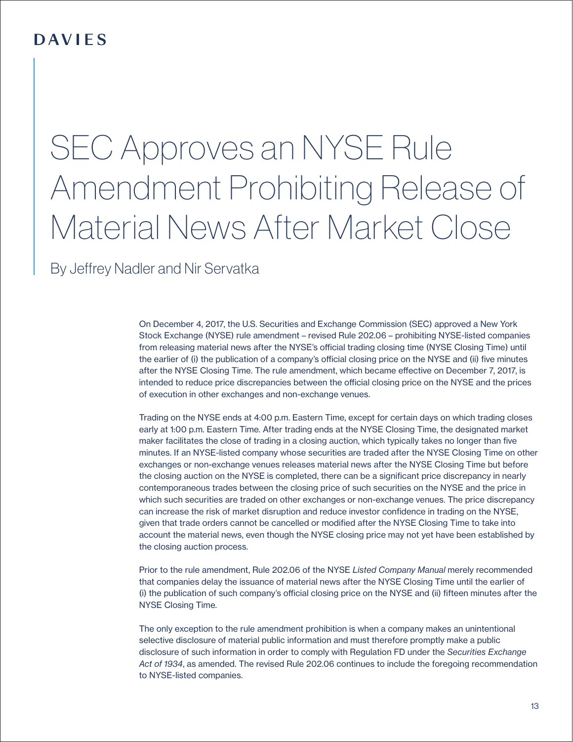DAVIES

# SEC Approves an NYSE Rule Amendment Prohibiting Release of Material News After Market Close

By Jeffrey Nadler and Nir Servatka

On December 4, 2017, the U.S. Securities and Exchange Commission (SEC) approved a New York Stock Exchange (NYSE) rule amendment – revised Rule 202.06 – prohibiting NYSE-listed companies from releasing material news after the NYSE's official trading closing time (NYSE Closing Time) until the earlier of (i) the publication of a company's official closing price on the NYSE and (ii) five minutes after the NYSE Closing Time. The rule amendment, which became effective on December 7, 2017, is intended to reduce price discrepancies between the official closing price on the NYSE and the prices of execution in other exchanges and non-exchange venues.

Trading on the NYSE ends at 4:00 p.m. Eastern Time, except for certain days on which trading closes early at 1:00 p.m. Eastern Time. After trading ends at the NYSE Closing Time, the designated market maker facilitates the close of trading in a closing auction, which typically takes no longer than five minutes. If an NYSE-listed company whose securities are traded after the NYSE Closing Time on other exchanges or non-exchange venues releases material news after the NYSE Closing Time but before the closing auction on the NYSE is completed, there can be a significant price discrepancy in nearly contemporaneous trades between the closing price of such securities on the NYSE and the price in which such securities are traded on other exchanges or non-exchange venues. The price discrepancy can increase the risk of market disruption and reduce investor confidence in trading on the NYSE, given that trade orders cannot be cancelled or modified after the NYSE Closing Time to take into account the material news, even though the NYSE closing price may not yet have been established by the closing auction process.

Prior to the rule amendment, Rule 202.06 of the NYSE *Listed Company Manual* merely recommended that companies delay the issuance of material news after the NYSE Closing Time until the earlier of (i) the publication of such company's official closing price on the NYSE and (ii) fifteen minutes after the NYSE Closing Time.

The only exception to the rule amendment prohibition is when a company makes an unintentional selective disclosure of material public information and must therefore promptly make a public disclosure of such information in order to comply with Regulation FD under the *Securities Exchange Act of 1934*, as amended. The revised Rule 202.06 continues to include the foregoing recommendation to NYSE-listed companies.